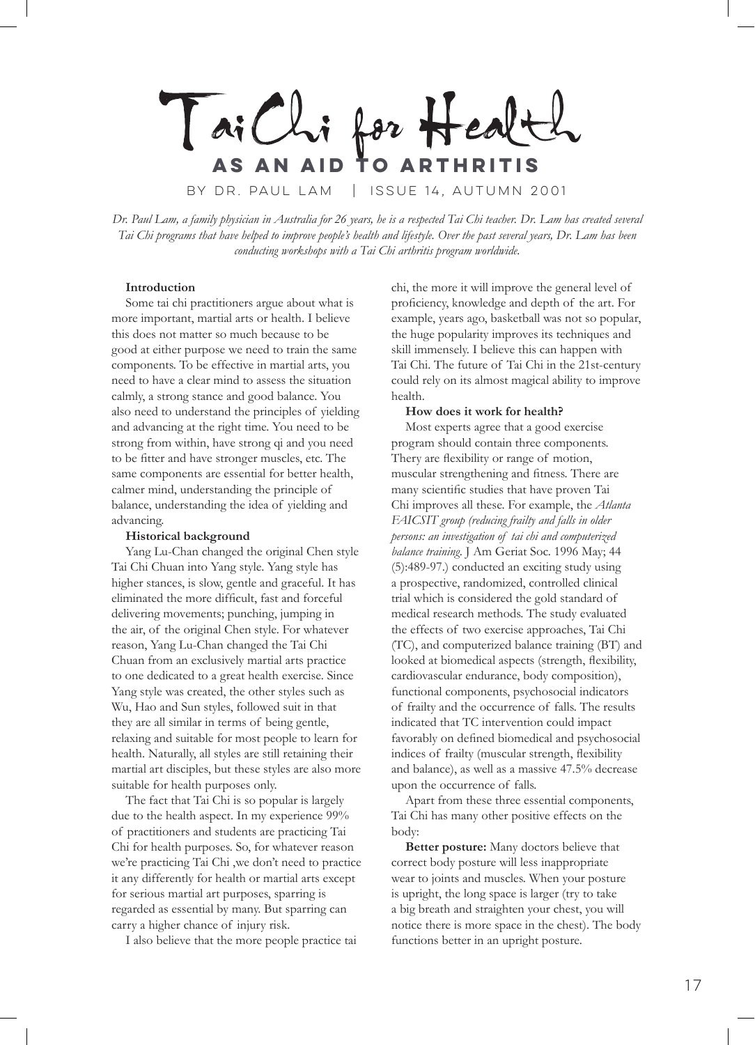# Tai Chi for Health

## AS AN AID TO ARTHRITIS

BY DR. PAUL LAM | ISSUE 14, AUTUMN 2001

*Dr. Paul Lam, a family physician in Australia for 26 years, he is a respected Tai Chi teacher. Dr. Lam has created several Tai Chi programs that have helped to improve people's health and lifestyle. Over the past several years, Dr. Lam has been conducting workshops with a Tai Chi arthritis program worldwide.*

**Introduction**

Some tai chi practitioners argue about what is more important, martial arts or health. I believe this does not matter so much because to be good at either purpose we need to train the same components. To be effective in martial arts, you need to have a clear mind to assess the situation calmly, a strong stance and good balance. You also need to understand the principles of yielding and advancing at the right time. You need to be strong from within, have strong qi and you need to be fitter and have stronger muscles, etc. The same components are essential for better health, calmer mind, understanding the principle of balance, understanding the idea of yielding and advancing.

**Historical background**

Yang Lu-Chan changed the original Chen style Tai Chi Chuan into Yang style. Yang style has higher stances, is slow, gentle and graceful. It has eliminated the more difficult, fast and forceful delivering movements; punching, jumping in the air, of the original Chen style. For whatever reason, Yang Lu-Chan changed the Tai Chi Chuan from an exclusively martial arts practice to one dedicated to a great health exercise. Since Yang style was created, the other styles such as Wu, Hao and Sun styles, followed suit in that they are all similar in terms of being gentle, relaxing and suitable for most people to learn for health. Naturally, all styles are still retaining their martial art disciples, but these styles are also more suitable for health purposes only.

The fact that Tai Chi is so popular is largely due to the health aspect. In my experience 99% of practitioners and students are practicing Tai Chi for health purposes. So, for whatever reason we're practicing Tai Chi ,we don't need to practice it any differently for health or martial arts except for serious martial art purposes, sparring is regarded as essential by many. But sparring can carry a higher chance of injury risk.

I also believe that the more people practice tai chi, the more it will improve the general level of proficiency, knowledge and depth of the art. For example, years ago, basketball was not so popular, the huge popularity improves its techniques and skill immensely. I believe this can happen with Tai Chi. The future of Tai Chi in the 21st-century could rely on its almost magical ability to improve health.

**How does it work for health?**

Most experts agree that a good exercise program should contain three components. Thery are flexibility or range of motion, muscular strengthening and fitness. There are many scientific studies that have proven Tai Chi improves all these. For example, the *Atlanta FAICSIT group (reducing frailty and falls in older persons: an investigation of tai chi and computerized balance training.* J Am Geriat Soc. 1996 May; 44 (5):489-97.) conducted an exciting study using a prospective, randomized, controlled clinical trial which is considered the gold standard of medical research methods. The study evaluated the effects of two exercise approaches, Tai Chi (TC), and computerized balance training (BT) and looked at biomedical aspects (strength, flexibility, cardiovascular endurance, body composition), functional components, psychosocial indicators of frailty and the occurrence of falls. The results indicated that TC intervention could impact favorably on defined biomedical and psychosocial indices of frailty (muscular strength, flexibility and balance), as well as a massive 47.5% decrease upon the occurrence of falls.

Apart from these three essential components, Tai Chi has many other positive effects on the body:

**Better posture:** Many doctors believe that correct body posture will less inappropriate wear to joints and muscles. When your posture is upright, the long space is larger (try to take a big breath and straighten your chest, you will notice there is more space in the chest). The body functions better in an upright posture.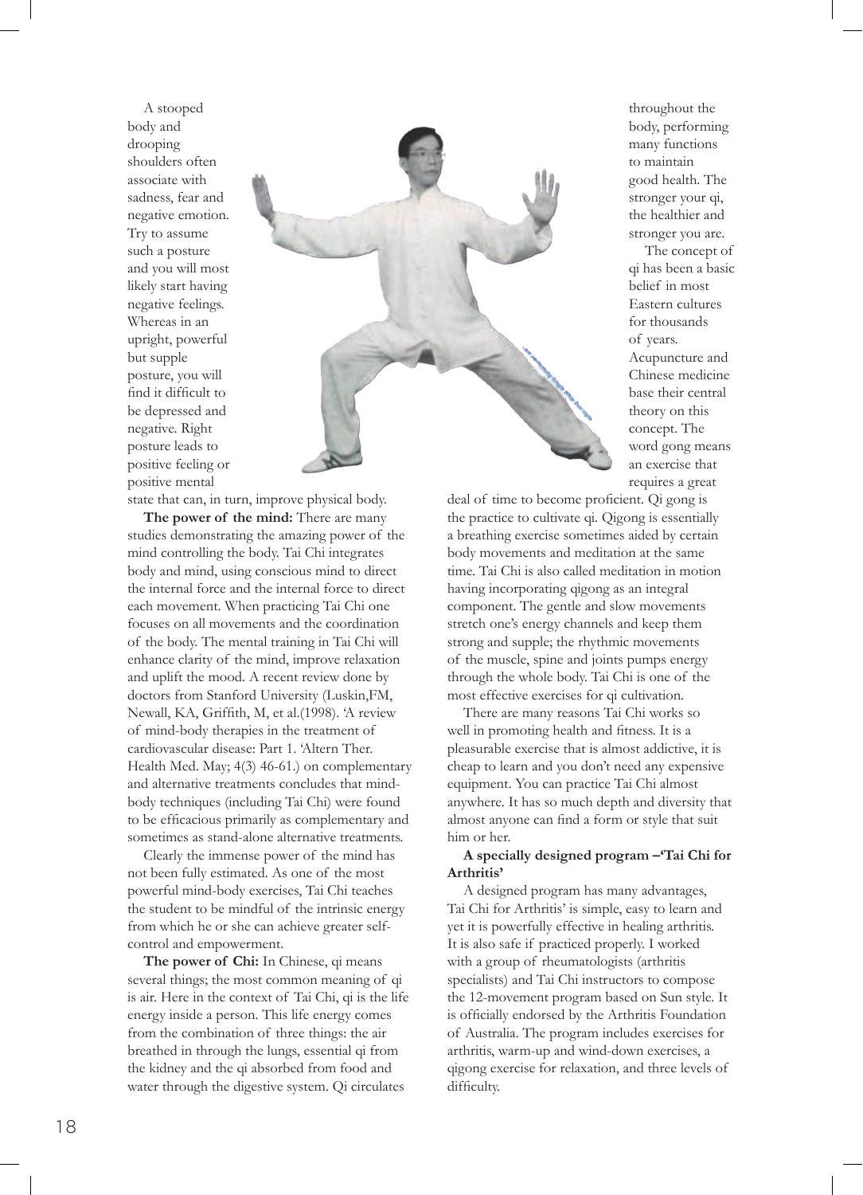A stooped body and drooping shoulders often associate with sadness, fear and negative emotion. Try to assume such a posture and you will most likely start having negative feelings. Whereas in an upright, powerful but supple posture, you will find it difficult to be depressed and negative. Right posture leads to positive feeling or positive mental state that can, in turn, improve physical body.

**The power of the mind:** There are many studies demonstrating the amazing power of the mind controlling the body. Tai Chi integrates body and mind, using conscious mind to direct the internal force and the internal force to direct each movement. When practicing Tai Chi one focuses on all movements and the coordination of the body. The mental training in Tai Chi will enhance clarity of the mind, improve relaxation and uplift the mood. A recent review done by doctors from Stanford University (Luskin,FM, Newall, KA, Griffith, M, et al.(1998). 'A review of mind-body therapies in the treatment of cardiovascular disease: Part 1. 'Altern Ther. Health Med. May; 4(3) 46-61.) on complementary and alternative treatments concludes that mind-body techniques (including Tai Chi) were found to be efficacious primarily as complementary and sometimes as stand-alone alternative treatments.

Clearly the immense power of the mind has not been fully estimated. As one of the most powerful mind-body exercises, Tai Chi teaches the student to be mindful of the intrinsic energy from which he or she can achieve greater self-control and empowerment.

**The power of Chi:** In Chinese, qi means several things; the most common meaning of qi is air. Here in the context of Tai Chi, qi is the life energy inside a person. This life energy comes from the combination of three things: the air breathed in through the lungs, essential qi from the kidney and the qi absorbed from food and water through the digestive system. Qi circulates throughout the body, performing many functions to maintain good health. The stronger your qi, the healthier and stronger you are.

The concept of qi has been a basic belief in most Eastern cultures for thousands of years. Acupuncture and Chinese medicine base their central theory on this concept. The word gong means an exercise that requires a great deal of time to become proficient. Qi gong is the practice to cultivate qi. Qigong is essentially a breathing exercise sometimes aided by certain body movements and meditation at the same time. Tai Chi is also called meditation in motion having incorporating qigong as an integral component. The gentle and slow movements stretch one's energy channels and keep them strong and supple; the rhythmic movements of the muscle, spine and joints pumps energy through the whole body. Tai Chi is one of the most effective exercises for qi cultivation.

There are many reasons Tai Chi works so well in promoting health and fitness. It is a pleasurable exercise that is almost addictive, it is cheap to learn and you don't need any expensive equipment. You can practice Tai Chi almost anywhere. It has so much depth and diversity that almost anyone can find a form or style that suit him or her.

**A specially designed program –'Tai Chi for Arthritis'**

A designed program has many advantages, Tai Chi for Arthritis' is simple, easy to learn and yet it is powerfully effective in healing arthritis. It is also safe if practiced properly. I worked with a group of rheumatologists (arthritis specialists) and Tai Chi instructors to compose the 12-movement program based on Sun style. It is officially endorsed by the Arthritis Foundation of Australia. The program includes exercises for arthritis, warm-up and wind-down exercises, a qigong exercise for relaxation, and three levels of difficulty.